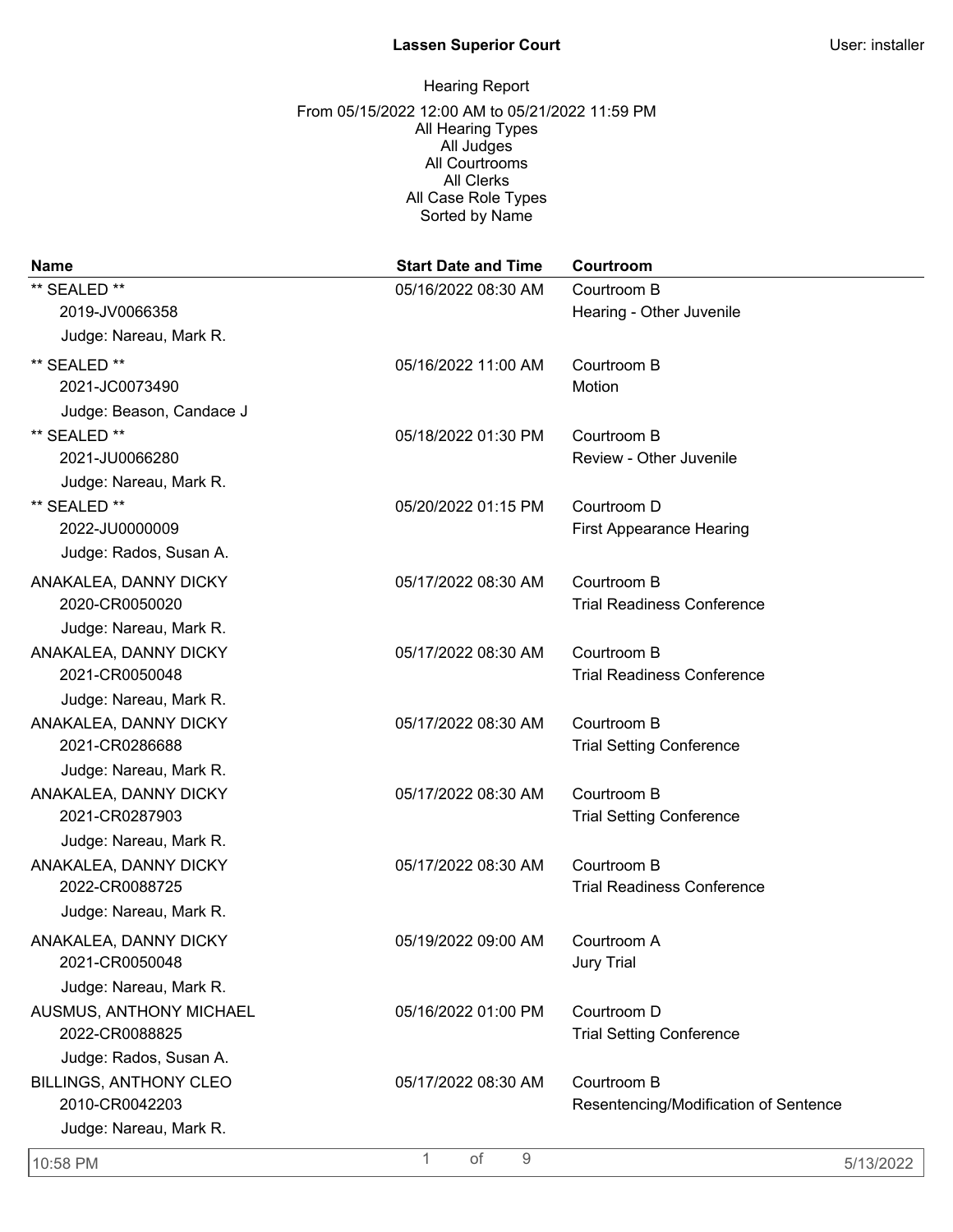**Lassen Superior Court**

User: installer

Hearing Report

From 05/15/2022 12:00 AM to 05/21/2022 11:59 PM
All Hearing Types
All Judges
All Courtrooms
All Clerks
All Case Role Types
Sorted by Name

| Name | Start Date and Time | Courtroom |
|---|---|---|
| ** SEALED **<br>2019-JV0066358<br>Judge: Nareau, Mark R. | 05/16/2022 08:30 AM | Courtroom B<br>Hearing - Other Juvenile |
| ** SEALED **<br>2021-JC0073490<br>Judge: Beason, Candace J | 05/16/2022 11:00 AM | Courtroom B<br>Motion |
| ** SEALED **<br>2021-JU0066280<br>Judge: Nareau, Mark R. | 05/18/2022 01:30 PM | Courtroom B<br>Review - Other Juvenile |
| ** SEALED **<br>2022-JU0000009<br>Judge: Rados, Susan A. | 05/20/2022 01:15 PM | Courtroom D<br>First Appearance Hearing |
| ANAKALEA, DANNY DICKY<br>2020-CR0050020<br>Judge: Nareau, Mark R. | 05/17/2022 08:30 AM | Courtroom B<br>Trial Readiness Conference |
| ANAKALEA, DANNY DICKY<br>2021-CR0050048<br>Judge: Nareau, Mark R. | 05/17/2022 08:30 AM | Courtroom B<br>Trial Readiness Conference |
| ANAKALEA, DANNY DICKY<br>2021-CR0286688<br>Judge: Nareau, Mark R. | 05/17/2022 08:30 AM | Courtroom B<br>Trial Setting Conference |
| ANAKALEA, DANNY DICKY<br>2021-CR0287903<br>Judge: Nareau, Mark R. | 05/17/2022 08:30 AM | Courtroom B<br>Trial Setting Conference |
| ANAKALEA, DANNY DICKY<br>2022-CR0088725<br>Judge: Nareau, Mark R. | 05/17/2022 08:30 AM | Courtroom B<br>Trial Readiness Conference |
| ANAKALEA, DANNY DICKY<br>2021-CR0050048<br>Judge: Nareau, Mark R. | 05/19/2022 09:00 AM | Courtroom A<br>Jury Trial |
| AUSMUS, ANTHONY MICHAEL<br>2022-CR0088825<br>Judge: Rados, Susan A. | 05/16/2022 01:00 PM | Courtroom D<br>Trial Setting Conference |
| BILLINGS, ANTHONY CLEO<br>2010-CR0042203<br>Judge: Nareau, Mark R. | 05/17/2022 08:30 AM | Courtroom B<br>Resentencing/Modification of Sentence |

10:58 PM 5/13/2022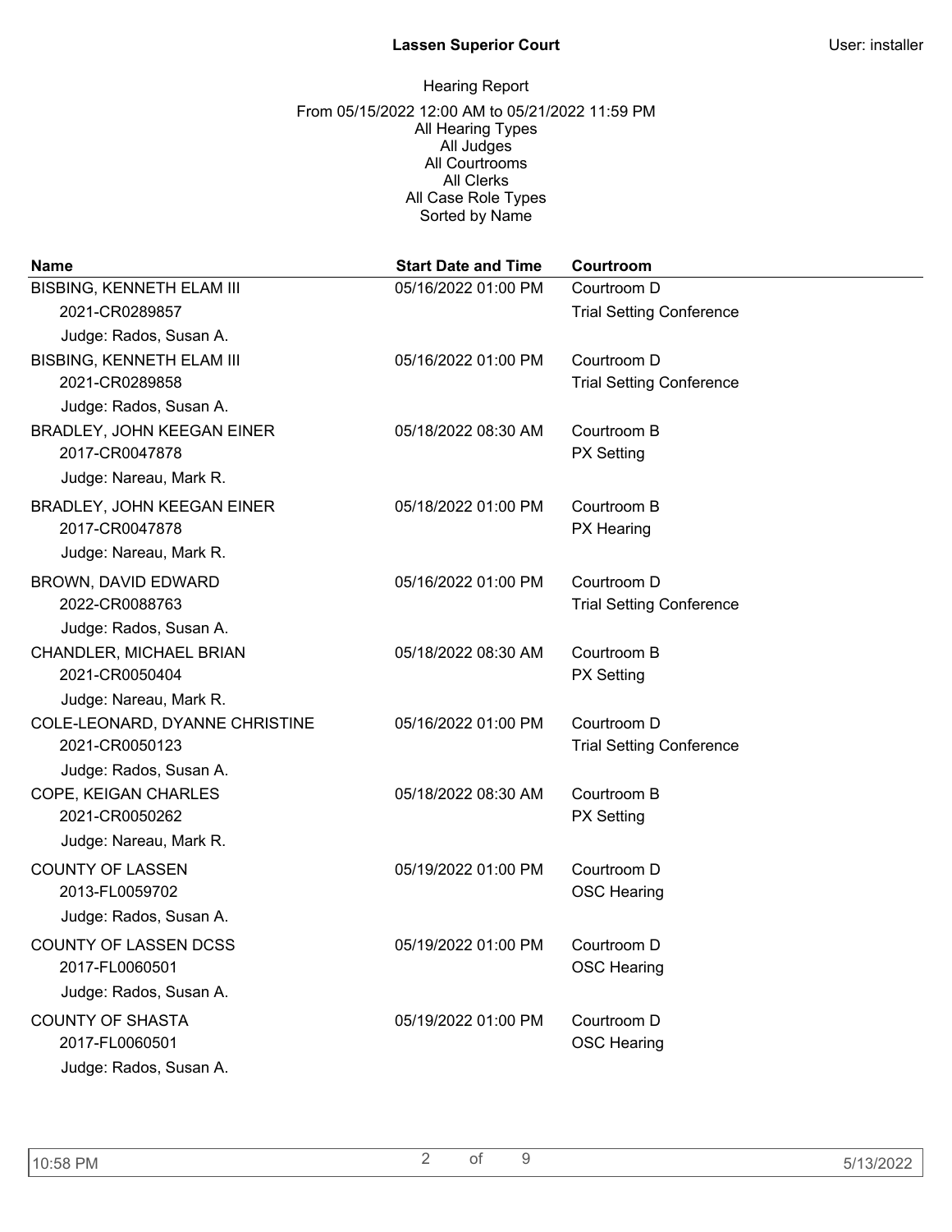**Lassen Superior Court**

User: installer

Hearing Report

From 05/15/2022 12:00 AM to 05/21/2022 11:59 PM
All Hearing Types
All Judges
All Courtrooms
All Clerks
All Case Role Types
Sorted by Name

| Name | Start Date and Time | Courtroom |
| --- | --- | --- |
| BISBING, KENNETH ELAM III | 05/16/2022 01:00 PM | Courtroom D |
| 2021-CR0289857 | | Trial Setting Conference |
| Judge: Rados, Susan A. | | |
| BISBING, KENNETH ELAM III | 05/16/2022 01:00 PM | Courtroom D |
| 2021-CR0289858 | | Trial Setting Conference |
| Judge: Rados, Susan A. | | |
| BRADLEY, JOHN KEEGAN EINER | 05/18/2022 08:30 AM | Courtroom B |
| 2017-CR0047878 | | PX Setting |
| Judge: Nareau, Mark R. | | |
| BRADLEY, JOHN KEEGAN EINER | 05/18/2022 01:00 PM | Courtroom B |
| 2017-CR0047878 | | PX Hearing |
| Judge: Nareau, Mark R. | | |
| BROWN, DAVID EDWARD | 05/16/2022 01:00 PM | Courtroom D |
| 2022-CR0088763 | | Trial Setting Conference |
| Judge: Rados, Susan A. | | |
| CHANDLER, MICHAEL BRIAN | 05/18/2022 08:30 AM | Courtroom B |
| 2021-CR0050404 | | PX Setting |
| Judge: Nareau, Mark R. | | |
| COLE-LEONARD, DYANNE CHRISTINE | 05/16/2022 01:00 PM | Courtroom D |
| 2021-CR0050123 | | Trial Setting Conference |
| Judge: Rados, Susan A. | | |
| COPE, KEIGAN CHARLES | 05/18/2022 08:30 AM | Courtroom B |
| 2021-CR0050262 | | PX Setting |
| Judge: Nareau, Mark R. | | |
| COUNTY OF LASSEN | 05/19/2022 01:00 PM | Courtroom D |
| 2013-FL0059702 | | OSC Hearing |
| Judge: Rados, Susan A. | | |
| COUNTY OF LASSEN DCSS | 05/19/2022 01:00 PM | Courtroom D |
| 2017-FL0060501 | | OSC Hearing |
| Judge: Rados, Susan A. | | |
| COUNTY OF SHASTA | 05/19/2022 01:00 PM | Courtroom D |
| 2017-FL0060501 | | OSC Hearing |
| Judge: Rados, Susan A. | | |

10:58 PM 5/13/2022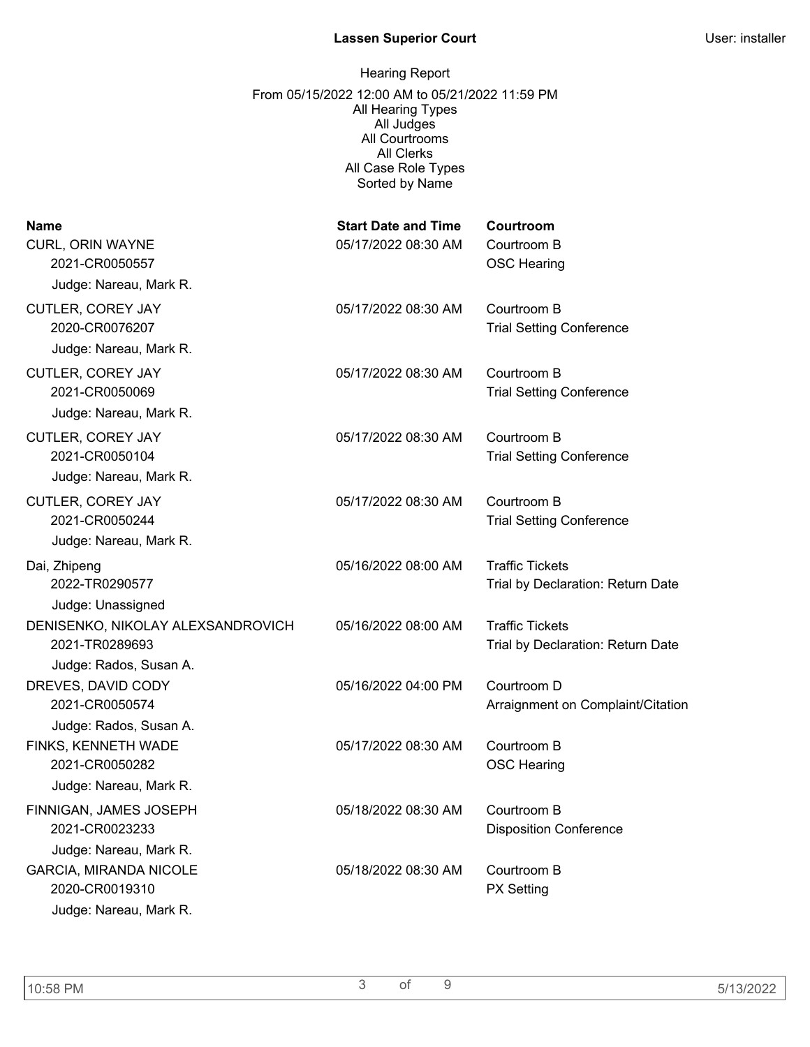**Lassen Superior Court**

User: installer

Hearing Report

From 05/15/2022 12:00 AM to 05/21/2022 11:59 PM
All Hearing Types
All Judges
All Courtrooms
All Clerks
All Case Role Types
Sorted by Name

| Name | Start Date and Time | Courtroom |
|---|---|---|
| CURL, ORIN WAYNE<br>2021-CR0050557<br>Judge: Nareau, Mark R. | 05/17/2022 08:30 AM | Courtroom B<br>OSC Hearing |
| CUTLER, COREY JAY<br>2020-CR0076207<br>Judge: Nareau, Mark R. | 05/17/2022 08:30 AM | Courtroom B<br>Trial Setting Conference |
| CUTLER, COREY JAY<br>2021-CR0050069<br>Judge: Nareau, Mark R. | 05/17/2022 08:30 AM | Courtroom B<br>Trial Setting Conference |
| CUTLER, COREY JAY<br>2021-CR0050104<br>Judge: Nareau, Mark R. | 05/17/2022 08:30 AM | Courtroom B<br>Trial Setting Conference |
| CUTLER, COREY JAY<br>2021-CR0050244<br>Judge: Nareau, Mark R. | 05/17/2022 08:30 AM | Courtroom B<br>Trial Setting Conference |
| Dai, Zhipeng<br>2022-TR0290577<br>Judge: Unassigned | 05/16/2022 08:00 AM | Traffic Tickets<br>Trial by Declaration: Return Date |
| DENISENKO, NIKOLAY ALEXSANDROVICH<br>2021-TR0289693<br>Judge: Rados, Susan A. | 05/16/2022 08:00 AM | Traffic Tickets<br>Trial by Declaration: Return Date |
| DREVES, DAVID CODY<br>2021-CR0050574<br>Judge: Rados, Susan A. | 05/16/2022 04:00 PM | Courtroom D<br>Arraignment on Complaint/Citation |
| FINKS, KENNETH WADE<br>2021-CR0050282<br>Judge: Nareau, Mark R. | 05/17/2022 08:30 AM | Courtroom B<br>OSC Hearing |
| FINNIGAN, JAMES JOSEPH<br>2021-CR0023233<br>Judge: Nareau, Mark R. | 05/18/2022 08:30 AM | Courtroom B<br>Disposition Conference |
| GARCIA, MIRANDA NICOLE<br>2020-CR0019310<br>Judge: Nareau, Mark R. | 05/18/2022 08:30 AM | Courtroom B<br>PX Setting |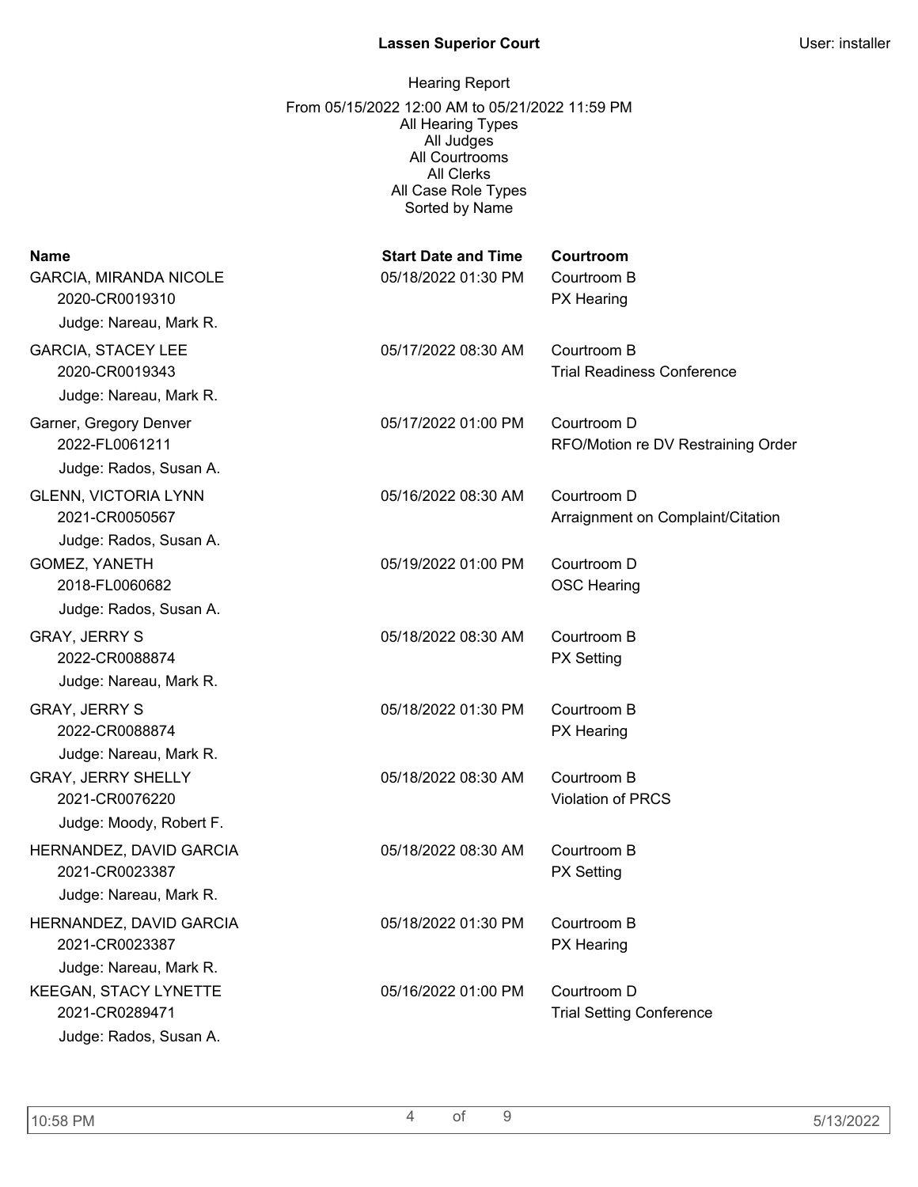**Lassen Superior Court**

User: installer

Hearing Report

From 05/15/2022 12:00 AM to 05/21/2022 11:59 PM
All Hearing Types
All Judges
All Courtrooms
All Clerks
All Case Role Types
Sorted by Name

| Name | Start Date and Time | Courtroom |
|---|---|---|
| GARCIA, MIRANDA NICOLE<br>2020-CR0019310<br>Judge: Nareau, Mark R. | 05/18/2022 01:30 PM | Courtroom B<br>PX Hearing |
| GARCIA, STACEY LEE<br>2020-CR0019343<br>Judge: Nareau, Mark R. | 05/17/2022 08:30 AM | Courtroom B<br>Trial Readiness Conference |
| Garner, Gregory Denver<br>2022-FL0061211<br>Judge: Rados, Susan A. | 05/17/2022 01:00 PM | Courtroom D<br>RFO/Motion re DV Restraining Order |
| GLENN, VICTORIA LYNN<br>2021-CR0050567<br>Judge: Rados, Susan A. | 05/16/2022 08:30 AM | Courtroom D<br>Arraignment on Complaint/Citation |
| GOMEZ, YANETH<br>2018-FL0060682<br>Judge: Rados, Susan A. | 05/19/2022 01:00 PM | Courtroom D<br>OSC Hearing |
| GRAY, JERRY S<br>2022-CR0088874<br>Judge: Nareau, Mark R. | 05/18/2022 08:30 AM | Courtroom B<br>PX Setting |
| GRAY, JERRY S<br>2022-CR0088874<br>Judge: Nareau, Mark R. | 05/18/2022 01:30 PM | Courtroom B<br>PX Hearing |
| GRAY, JERRY SHELLY<br>2021-CR0076220<br>Judge: Moody, Robert F. | 05/18/2022 08:30 AM | Courtroom B<br>Violation of PRCS |
| HERNANDEZ, DAVID GARCIA<br>2021-CR0023387<br>Judge: Nareau, Mark R. | 05/18/2022 08:30 AM | Courtroom B<br>PX Setting |
| HERNANDEZ, DAVID GARCIA<br>2021-CR0023387<br>Judge: Nareau, Mark R. | 05/18/2022 01:30 PM | Courtroom B<br>PX Hearing |
| KEEGAN, STACY LYNETTE<br>2021-CR0289471<br>Judge: Rados, Susan A. | 05/16/2022 01:00 PM | Courtroom D<br>Trial Setting Conference |

10:58 PM 5/13/2022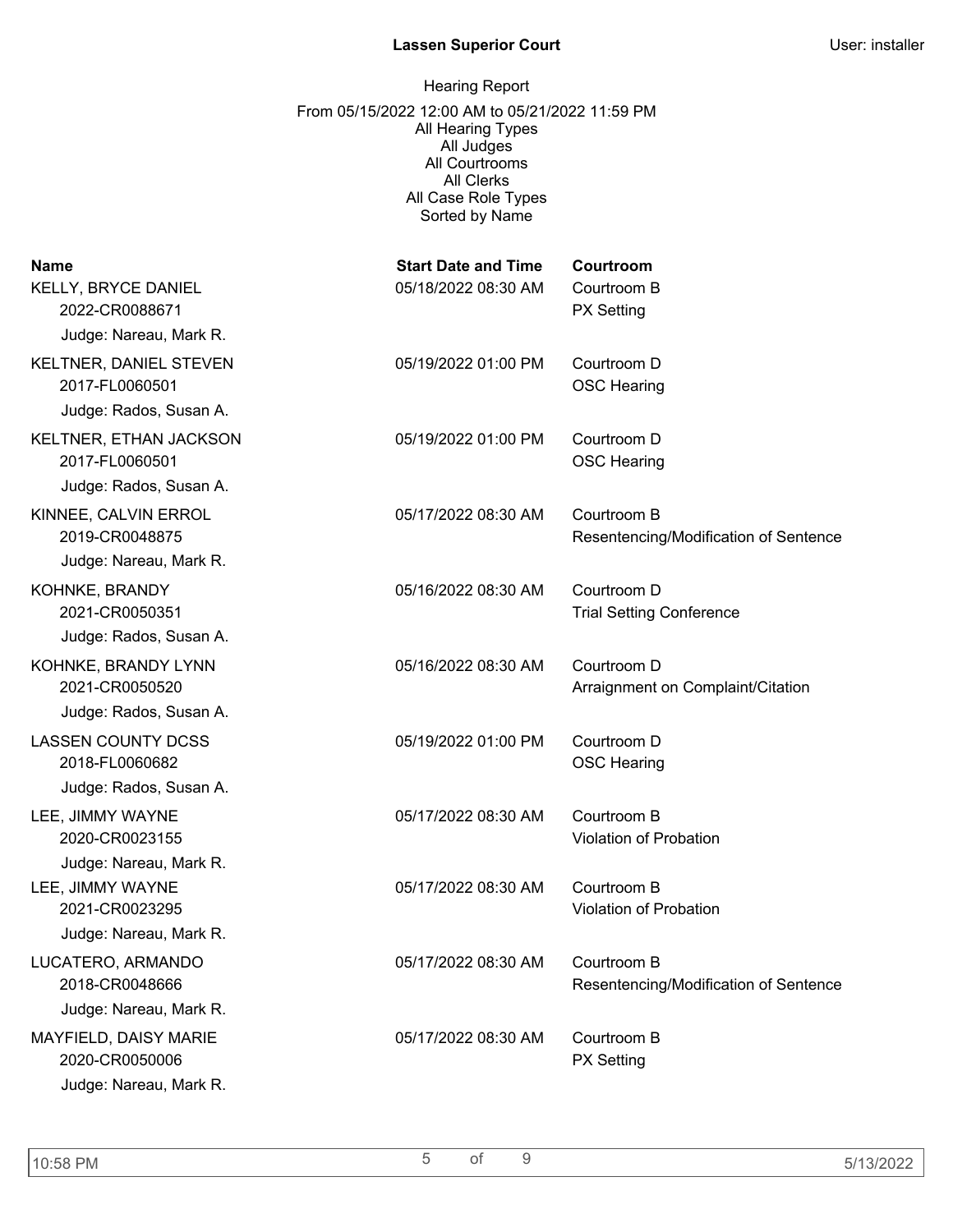**Lassen Superior Court**

User: installer

Hearing Report

From 05/15/2022 12:00 AM to 05/21/2022 11:59 PM
All Hearing Types
All Judges
All Courtrooms
All Clerks
All Case Role Types
Sorted by Name

| Name | Start Date and Time | Courtroom |
| --- | --- | --- |
| KELLY, BRYCE DANIEL<br>2022-CR0088671<br>Judge: Nareau, Mark R. | 05/18/2022 08:30 AM | Courtroom B<br>PX Setting |
| KELTNER, DANIEL STEVEN<br>2017-FL0060501<br>Judge: Rados, Susan A. | 05/19/2022 01:00 PM | Courtroom D<br>OSC Hearing |
| KELTNER, ETHAN JACKSON<br>2017-FL0060501<br>Judge: Rados, Susan A. | 05/19/2022 01:00 PM | Courtroom D<br>OSC Hearing |
| KINNEE, CALVIN ERROL<br>2019-CR0048875<br>Judge: Nareau, Mark R. | 05/17/2022 08:30 AM | Courtroom B<br>Resentencing/Modification of Sentence |
| KOHNKE, BRANDY<br>2021-CR0050351<br>Judge: Rados, Susan A. | 05/16/2022 08:30 AM | Courtroom D<br>Trial Setting Conference |
| KOHNKE, BRANDY LYNN<br>2021-CR0050520<br>Judge: Rados, Susan A. | 05/16/2022 08:30 AM | Courtroom D<br>Arraignment on Complaint/Citation |
| LASSEN COUNTY DCSS<br>2018-FL0060682<br>Judge: Rados, Susan A. | 05/19/2022 01:00 PM | Courtroom D<br>OSC Hearing |
| LEE, JIMMY WAYNE<br>2020-CR0023155<br>Judge: Nareau, Mark R. | 05/17/2022 08:30 AM | Courtroom B<br>Violation of Probation |
| LEE, JIMMY WAYNE<br>2021-CR0023295<br>Judge: Nareau, Mark R. | 05/17/2022 08:30 AM | Courtroom B<br>Violation of Probation |
| LUCATERO, ARMANDO<br>2018-CR0048666<br>Judge: Nareau, Mark R. | 05/17/2022 08:30 AM | Courtroom B<br>Resentencing/Modification of Sentence |
| MAYFIELD, DAISY MARIE<br>2020-CR0050006<br>Judge: Nareau, Mark R. | 05/17/2022 08:30 AM | Courtroom B<br>PX Setting |

10:58 PM 5/13/2022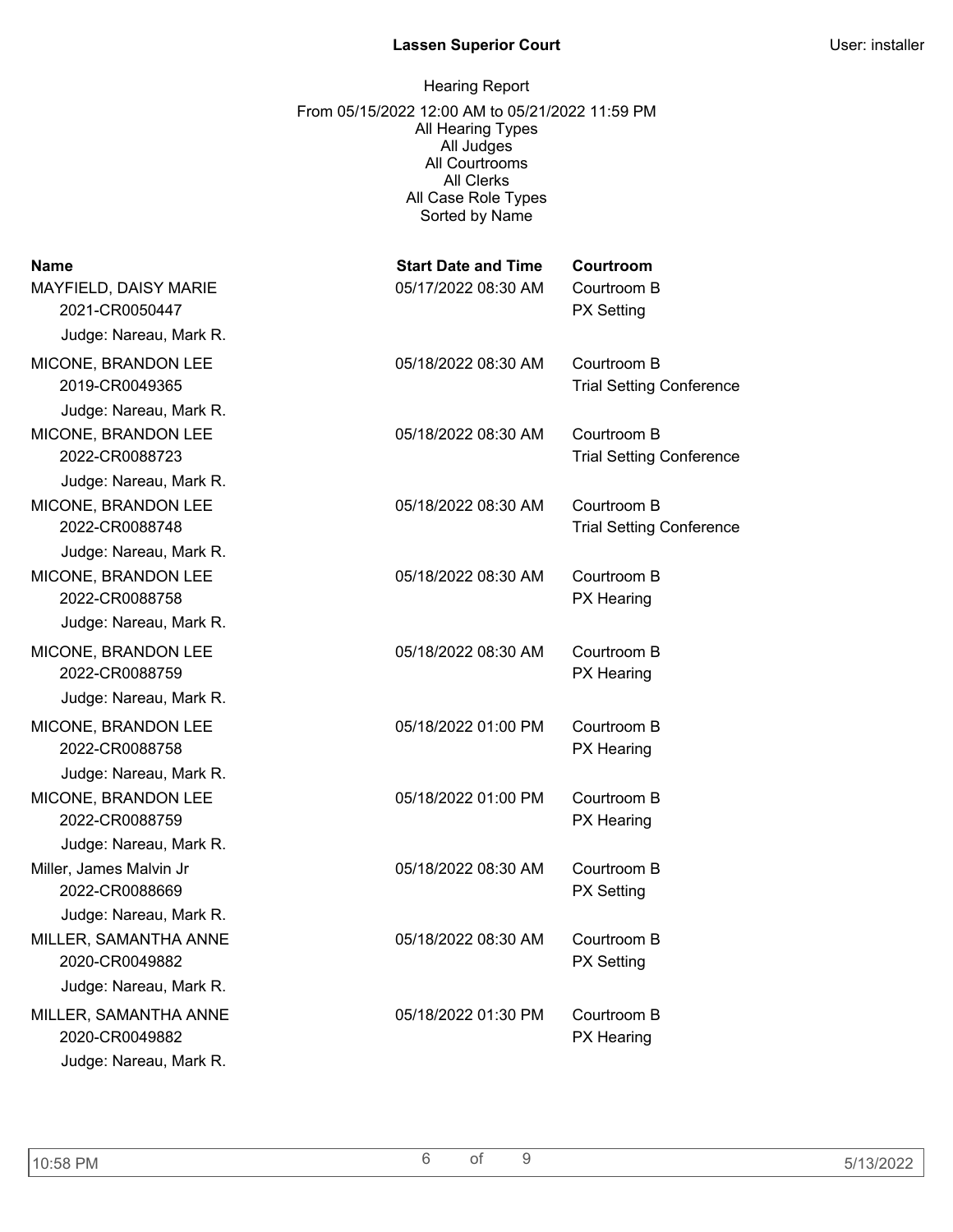**Lassen Superior Court**

User: installer

Hearing Report

From 05/15/2022 12:00 AM to 05/21/2022 11:59 PM
All Hearing Types
All Judges
All Courtrooms
All Clerks
All Case Role Types
Sorted by Name

| Name | Start Date and Time | Courtroom |
|---|---|---|
| MAYFIELD, DAISY MARIE<br>2021-CR0050447<br>Judge: Nareau, Mark R. | 05/17/2022 08:30 AM | Courtroom B<br>PX Setting |
| MICONE, BRANDON LEE<br>2019-CR0049365<br>Judge: Nareau, Mark R. | 05/18/2022 08:30 AM | Courtroom B<br>Trial Setting Conference |
| MICONE, BRANDON LEE<br>2022-CR0088723<br>Judge: Nareau, Mark R. | 05/18/2022 08:30 AM | Courtroom B<br>Trial Setting Conference |
| MICONE, BRANDON LEE<br>2022-CR0088748<br>Judge: Nareau, Mark R. | 05/18/2022 08:30 AM | Courtroom B<br>Trial Setting Conference |
| MICONE, BRANDON LEE<br>2022-CR0088758<br>Judge: Nareau, Mark R. | 05/18/2022 08:30 AM | Courtroom B<br>PX Hearing |
| MICONE, BRANDON LEE<br>2022-CR0088759<br>Judge: Nareau, Mark R. | 05/18/2022 08:30 AM | Courtroom B<br>PX Hearing |
| MICONE, BRANDON LEE<br>2022-CR0088758<br>Judge: Nareau, Mark R. | 05/18/2022 01:00 PM | Courtroom B<br>PX Hearing |
| MICONE, BRANDON LEE<br>2022-CR0088759<br>Judge: Nareau, Mark R. | 05/18/2022 01:00 PM | Courtroom B<br>PX Hearing |
| Miller, James Malvin Jr<br>2022-CR0088669<br>Judge: Nareau, Mark R. | 05/18/2022 08:30 AM | Courtroom B<br>PX Setting |
| MILLER, SAMANTHA ANNE<br>2020-CR0049882<br>Judge: Nareau, Mark R. | 05/18/2022 08:30 AM | Courtroom B<br>PX Setting |
| MILLER, SAMANTHA ANNE<br>2020-CR0049882<br>Judge: Nareau, Mark R. | 05/18/2022 01:30 PM | Courtroom B<br>PX Hearing |

10:58 PM 5/13/2022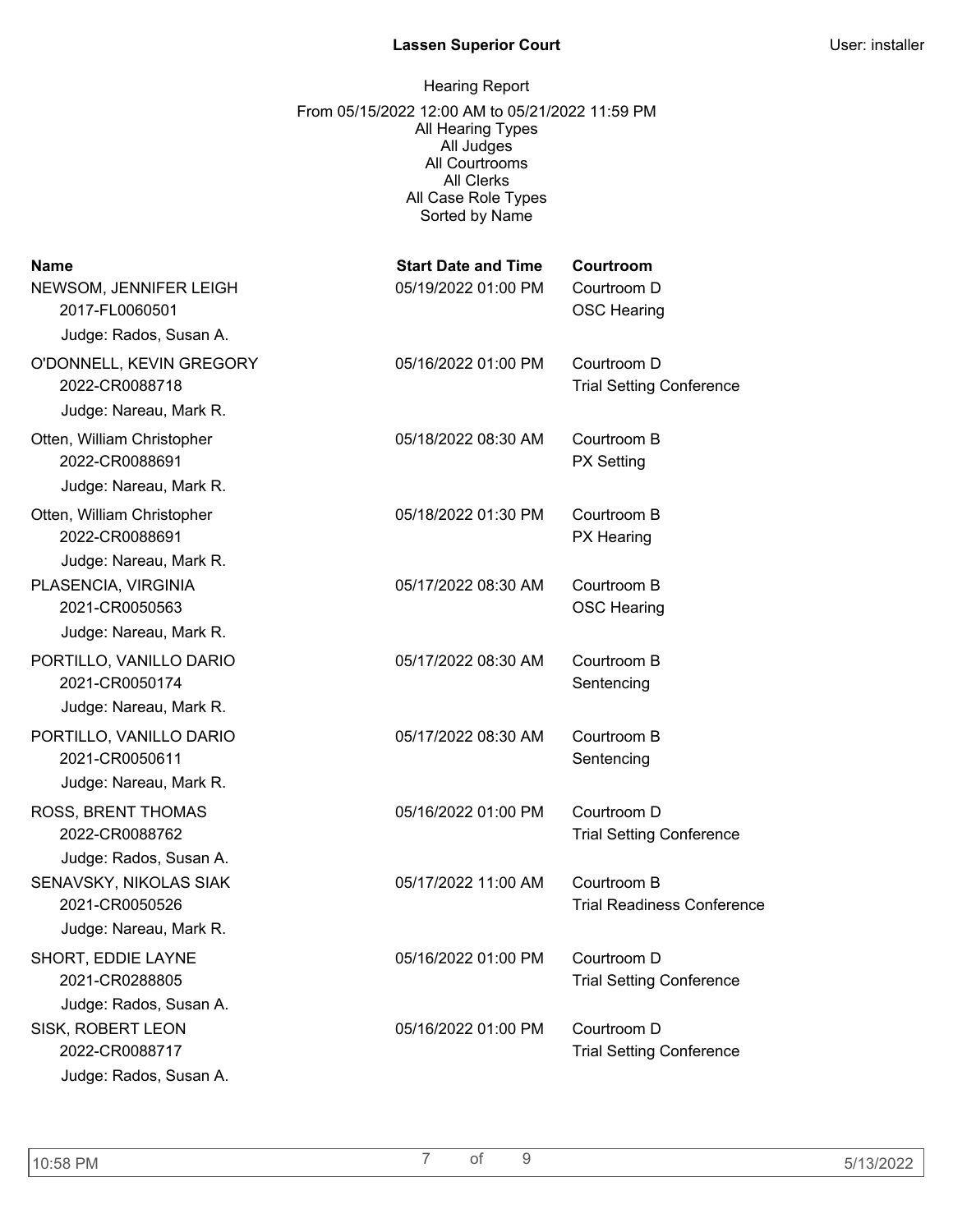**Lassen Superior Court**

User: installer

Hearing Report

From 05/15/2022 12:00 AM to 05/21/2022 11:59 PM
All Hearing Types
All Judges
All Courtrooms
All Clerks
All Case Role Types
Sorted by Name

| Name | Start Date and Time | Courtroom |
|---|---|---|
| NEWSOM, JENNIFER LEIGH<br>2017-FL0060501<br>Judge: Rados, Susan A. | 05/19/2022 01:00 PM | Courtroom D<br>OSC Hearing |
| O'DONNELL, KEVIN GREGORY<br>2022-CR0088718<br>Judge: Nareau, Mark R. | 05/16/2022 01:00 PM | Courtroom D<br>Trial Setting Conference |
| Otten, William Christopher<br>2022-CR0088691<br>Judge: Nareau, Mark R. | 05/18/2022 08:30 AM | Courtroom B<br>PX Setting |
| Otten, William Christopher<br>2022-CR0088691<br>Judge: Nareau, Mark R. | 05/18/2022 01:30 PM | Courtroom B<br>PX Hearing |
| PLASENCIA, VIRGINIA<br>2021-CR0050563<br>Judge: Nareau, Mark R. | 05/17/2022 08:30 AM | Courtroom B<br>OSC Hearing |
| PORTILLO, VANILLO DARIO<br>2021-CR0050174<br>Judge: Nareau, Mark R. | 05/17/2022 08:30 AM | Courtroom B<br>Sentencing |
| PORTILLO, VANILLO DARIO<br>2021-CR0050611<br>Judge: Nareau, Mark R. | 05/17/2022 08:30 AM | Courtroom B<br>Sentencing |
| ROSS, BRENT THOMAS<br>2022-CR0088762<br>Judge: Rados, Susan A. | 05/16/2022 01:00 PM | Courtroom D<br>Trial Setting Conference |
| SENAVSKY, NIKOLAS SIAK<br>2021-CR0050526<br>Judge: Nareau, Mark R. | 05/17/2022 11:00 AM | Courtroom B<br>Trial Readiness Conference |
| SHORT, EDDIE LAYNE<br>2021-CR0288805<br>Judge: Rados, Susan A. | 05/16/2022 01:00 PM | Courtroom D<br>Trial Setting Conference |
| SISK, ROBERT LEON<br>2022-CR0088717<br>Judge: Rados, Susan A. | 05/16/2022 01:00 PM | Courtroom D<br>Trial Setting Conference |

10:58 PM | 5/13/2022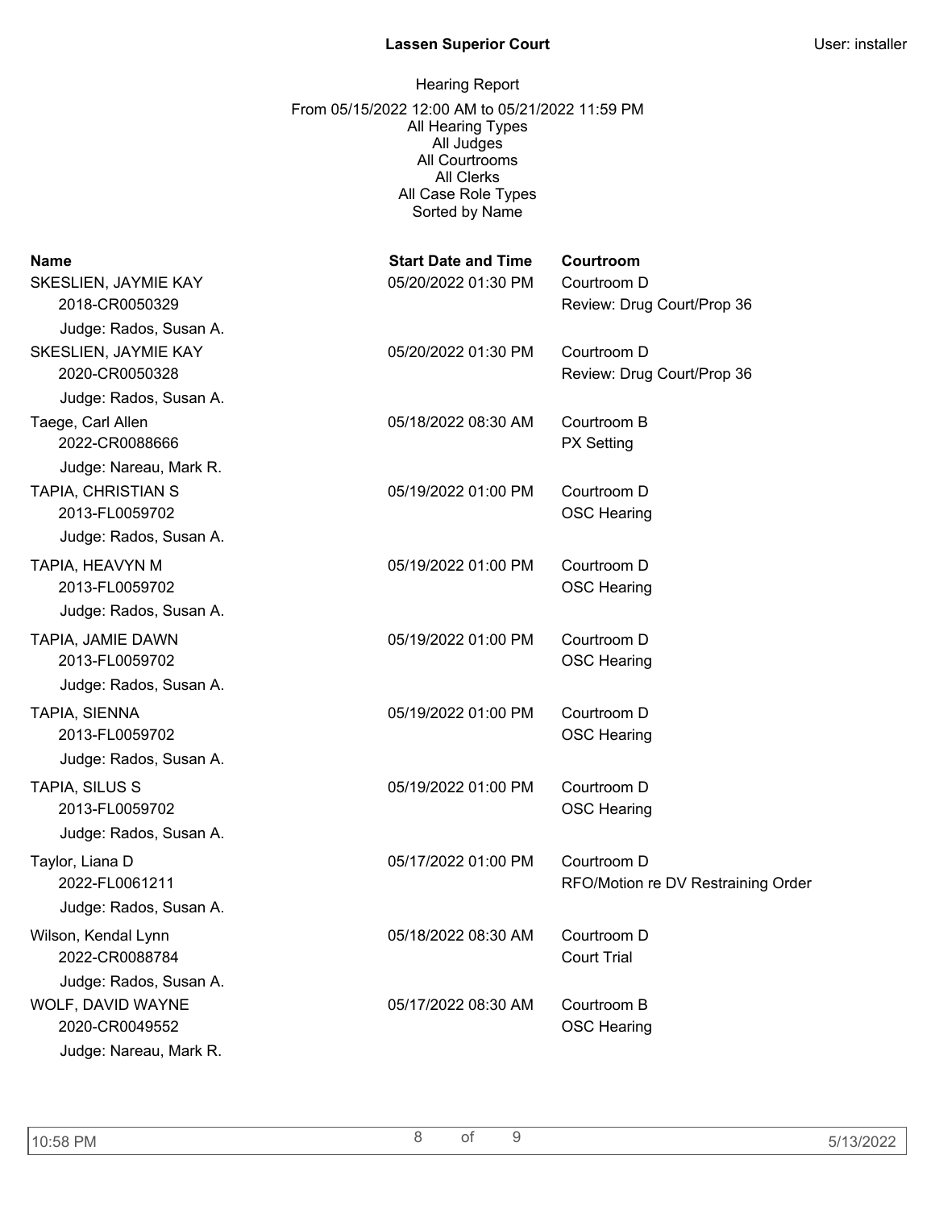**Lassen Superior Court**

User: installer

Hearing Report

From 05/15/2022 12:00 AM to 05/21/2022 11:59 PM
All Hearing Types
All Judges
All Courtrooms
All Clerks
All Case Role Types
Sorted by Name

| Name | Start Date and Time | Courtroom |
|---|---|---|
| SKESLIEN, JAYMIE KAY<br>2018-CR0050329<br>Judge: Rados, Susan A. | 05/20/2022 01:30 PM | Courtroom D<br>Review: Drug Court/Prop 36 |
| SKESLIEN, JAYMIE KAY<br>2020-CR0050328<br>Judge: Rados, Susan A. | 05/20/2022 01:30 PM | Courtroom D<br>Review: Drug Court/Prop 36 |
| Taege, Carl Allen<br>2022-CR0088666<br>Judge: Nareau, Mark R. | 05/18/2022 08:30 AM | Courtroom B<br>PX Setting |
| TAPIA, CHRISTIAN S<br>2013-FL0059702<br>Judge: Rados, Susan A. | 05/19/2022 01:00 PM | Courtroom D<br>OSC Hearing |
| TAPIA, HEAVYN M<br>2013-FL0059702<br>Judge: Rados, Susan A. | 05/19/2022 01:00 PM | Courtroom D<br>OSC Hearing |
| TAPIA, JAMIE DAWN<br>2013-FL0059702<br>Judge: Rados, Susan A. | 05/19/2022 01:00 PM | Courtroom D<br>OSC Hearing |
| TAPIA, SIENNA<br>2013-FL0059702<br>Judge: Rados, Susan A. | 05/19/2022 01:00 PM | Courtroom D<br>OSC Hearing |
| TAPIA, SILUS S<br>2013-FL0059702<br>Judge: Rados, Susan A. | 05/19/2022 01:00 PM | Courtroom D<br>OSC Hearing |
| Taylor, Liana D<br>2022-FL0061211<br>Judge: Rados, Susan A. | 05/17/2022 01:00 PM | Courtroom D<br>RFO/Motion re DV Restraining Order |
| Wilson, Kendal Lynn<br>2022-CR0088784<br>Judge: Rados, Susan A. | 05/18/2022 08:30 AM | Courtroom D<br>Court Trial |
| WOLF, DAVID WAYNE<br>2020-CR0049552<br>Judge: Nareau, Mark R. | 05/17/2022 08:30 AM | Courtroom B<br>OSC Hearing |

10:58 PM 5/13/2022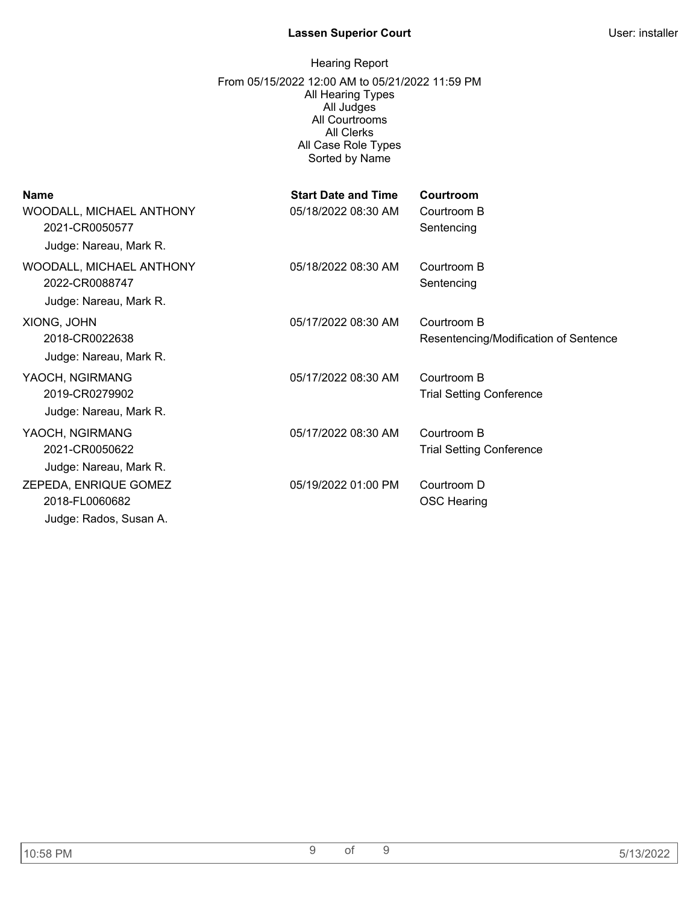**Lassen Superior Court**

User: installer

Hearing Report

From 05/15/2022 12:00 AM to 05/21/2022 11:59 PM
All Hearing Types
All Judges
All Courtrooms
All Clerks
All Case Role Types
Sorted by Name

| Name | Start Date and Time | Courtroom |
|---|---|---|
| WOODALL, MICHAEL ANTHONY<br>2021-CR0050577<br>Judge: Nareau, Mark R. | 05/18/2022 08:30 AM | Courtroom B<br>Sentencing |
| WOODALL, MICHAEL ANTHONY<br>2022-CR0088747<br>Judge: Nareau, Mark R. | 05/18/2022 08:30 AM | Courtroom B<br>Sentencing |
| XIONG, JOHN<br>2018-CR0022638<br>Judge: Nareau, Mark R. | 05/17/2022 08:30 AM | Courtroom B<br>Resentencing/Modification of Sentence |
| YAOCH, NGIRMANG<br>2019-CR0279902<br>Judge: Nareau, Mark R. | 05/17/2022 08:30 AM | Courtroom B<br>Trial Setting Conference |
| YAOCH, NGIRMANG<br>2021-CR0050622<br>Judge: Nareau, Mark R. | 05/17/2022 08:30 AM | Courtroom B<br>Trial Setting Conference |
| ZEPEDA, ENRIQUE GOMEZ<br>2018-FL0060682<br>Judge: Rados, Susan A. | 05/19/2022 01:00 PM | Courtroom D<br>OSC Hearing |

10:58 PM 5/13/2022